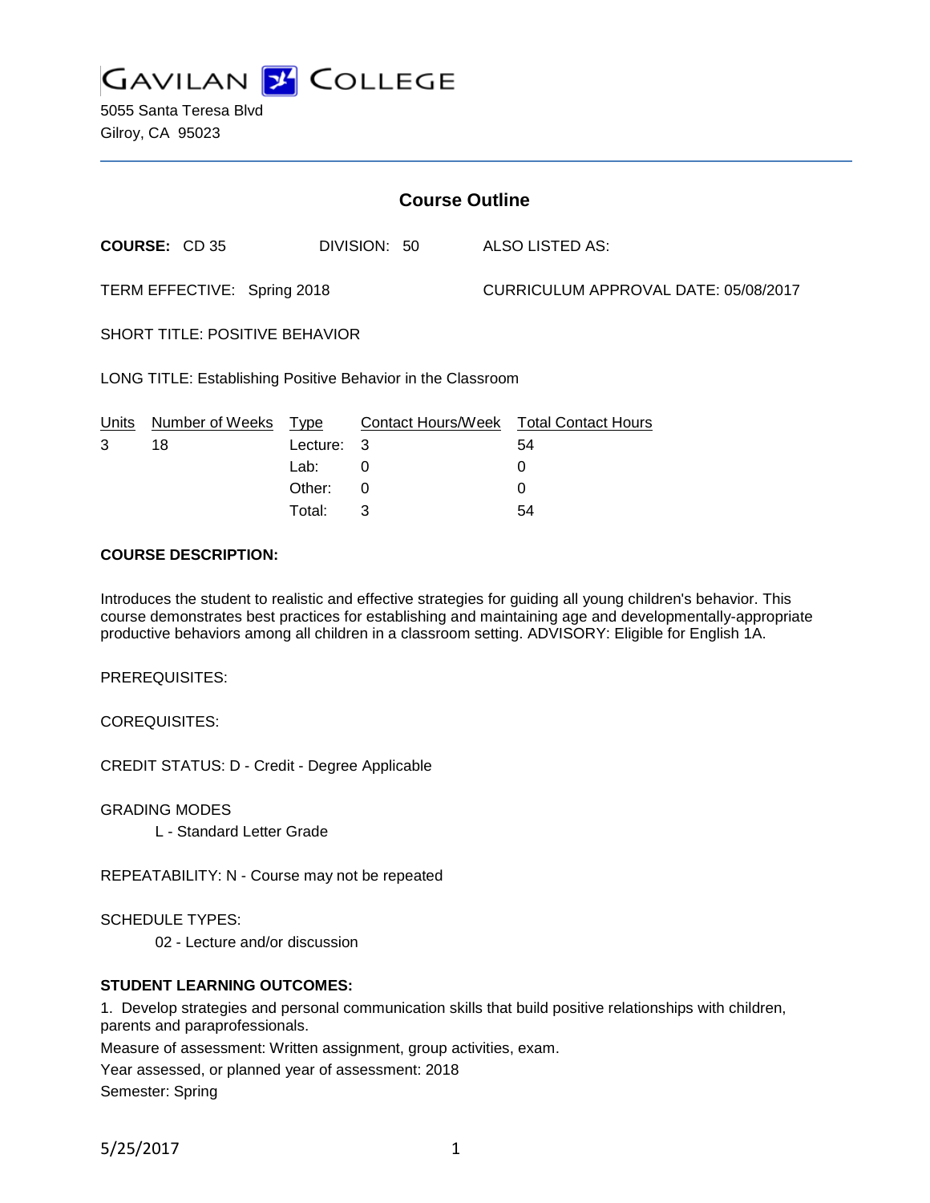# GAVILAN COLLEGE

5055 Santa Teresa Blvd
Gilroy, CA 95023

## Course Outline

**COURSE:** CD 35 DIVISION: 50 ALSO LISTED AS:

TERM EFFECTIVE: Spring 2018 CURRICULUM APPROVAL DATE: 05/08/2017

SHORT TITLE: POSITIVE BEHAVIOR

LONG TITLE: Establishing Positive Behavior in the Classroom

| Units | Number of Weeks | Type | Contact Hours/Week | Total Contact Hours |
|---|---|---|---|---|
| 3 | 18 | Lecture: | 3 | 54 |
| | | Lab: | 0 | 0 |
| | | Other: | 0 | 0 |
| | | Total: | 3 | 54 |

**COURSE DESCRIPTION:**

Introduces the student to realistic and effective strategies for guiding all young children's behavior. This course demonstrates best practices for establishing and maintaining age and developmentally-appropriate productive behaviors among all children in a classroom setting. ADVISORY: Eligible for English 1A.

PREREQUISITES:

COREQUISITES:

CREDIT STATUS: D - Credit - Degree Applicable

GRADING MODES

L - Standard Letter Grade

REPEATABILITY: N - Course may not be repeated

SCHEDULE TYPES:

02 - Lecture and/or discussion

**STUDENT LEARNING OUTCOMES:**

1. Develop strategies and personal communication skills that build positive relationships with children, parents and paraprofessionals.

Measure of assessment: Written assignment, group activities, exam.

Year assessed, or planned year of assessment: 2018

Semester: Spring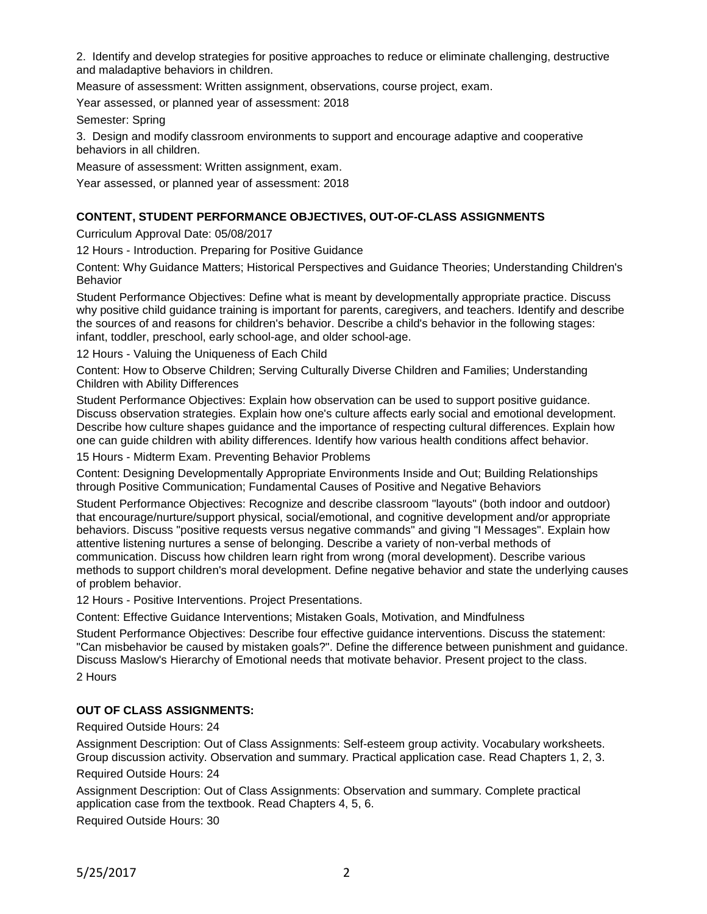2. Identify and develop strategies for positive approaches to reduce or eliminate challenging, destructive and maladaptive behaviors in children.

Measure of assessment: Written assignment, observations, course project, exam.

Year assessed, or planned year of assessment: 2018

Semester: Spring

3. Design and modify classroom environments to support and encourage adaptive and cooperative behaviors in all children.

Measure of assessment: Written assignment, exam.

Year assessed, or planned year of assessment: 2018

**CONTENT, STUDENT PERFORMANCE OBJECTIVES, OUT-OF-CLASS ASSIGNMENTS**

Curriculum Approval Date: 05/08/2017

12 Hours - Introduction. Preparing for Positive Guidance

Content: Why Guidance Matters; Historical Perspectives and Guidance Theories; Understanding Children's Behavior

Student Performance Objectives: Define what is meant by developmentally appropriate practice. Discuss why positive child guidance training is important for parents, caregivers, and teachers. Identify and describe the sources of and reasons for children's behavior. Describe a child's behavior in the following stages: infant, toddler, preschool, early school-age, and older school-age.

12 Hours - Valuing the Uniqueness of Each Child

Content: How to Observe Children; Serving Culturally Diverse Children and Families; Understanding Children with Ability Differences

Student Performance Objectives: Explain how observation can be used to support positive guidance. Discuss observation strategies. Explain how one's culture affects early social and emotional development. Describe how culture shapes guidance and the importance of respecting cultural differences. Explain how one can guide children with ability differences. Identify how various health conditions affect behavior.

15 Hours - Midterm Exam. Preventing Behavior Problems

Content: Designing Developmentally Appropriate Environments Inside and Out; Building Relationships through Positive Communication; Fundamental Causes of Positive and Negative Behaviors

Student Performance Objectives: Recognize and describe classroom "layouts" (both indoor and outdoor) that encourage/nurture/support physical, social/emotional, and cognitive development and/or appropriate behaviors. Discuss "positive requests versus negative commands" and giving "I Messages". Explain how attentive listening nurtures a sense of belonging. Describe a variety of non-verbal methods of communication. Discuss how children learn right from wrong (moral development). Describe various methods to support children's moral development. Define negative behavior and state the underlying causes of problem behavior.

12 Hours - Positive Interventions. Project Presentations.

Content: Effective Guidance Interventions; Mistaken Goals, Motivation, and Mindfulness

Student Performance Objectives: Describe four effective guidance interventions. Discuss the statement: "Can misbehavior be caused by mistaken goals?". Define the difference between punishment and guidance. Discuss Maslow's Hierarchy of Emotional needs that motivate behavior. Present project to the class.

2 Hours

**OUT OF CLASS ASSIGNMENTS:**

Required Outside Hours: 24

Assignment Description: Out of Class Assignments: Self-esteem group activity. Vocabulary worksheets. Group discussion activity. Observation and summary. Practical application case. Read Chapters 1, 2, 3.

Required Outside Hours: 24

Assignment Description: Out of Class Assignments: Observation and summary. Complete practical application case from the textbook. Read Chapters 4, 5, 6.

Required Outside Hours: 30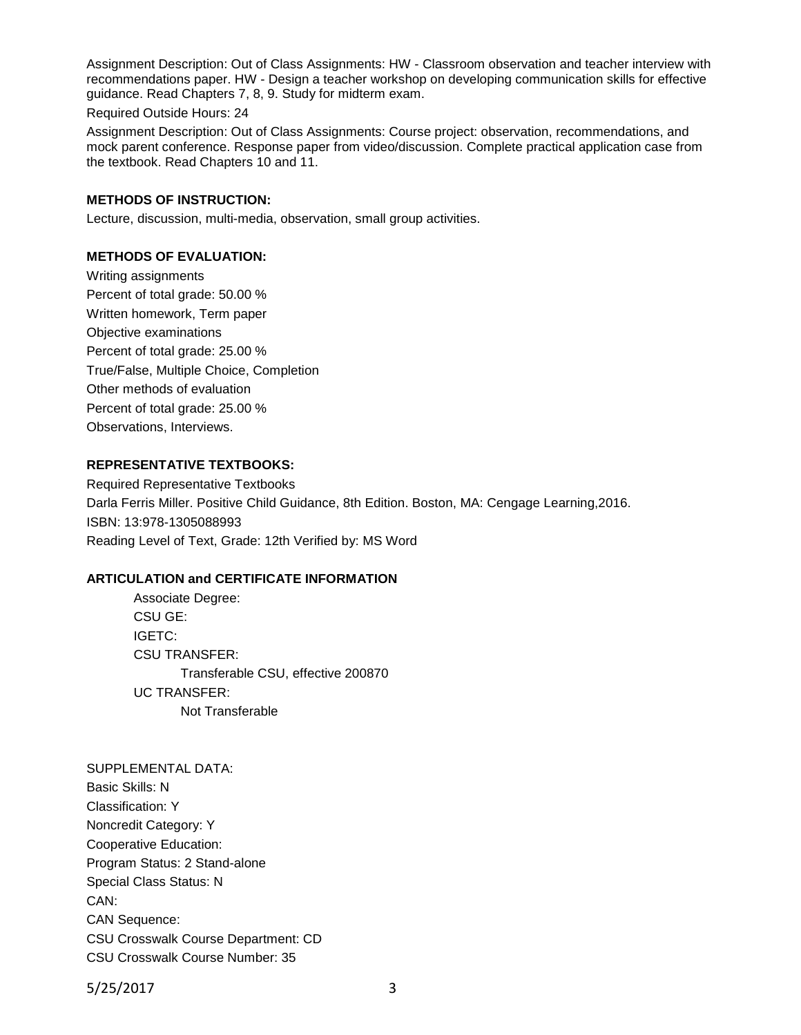Assignment Description: Out of Class Assignments: HW - Classroom observation and teacher interview with recommendations paper. HW - Design a teacher workshop on developing communication skills for effective guidance. Read Chapters 7, 8, 9. Study for midterm exam.

Required Outside Hours: 24

Assignment Description: Out of Class Assignments: Course project: observation, recommendations, and mock parent conference. Response paper from video/discussion. Complete practical application case from the textbook. Read Chapters 10 and 11.

**METHODS OF INSTRUCTION:**

Lecture, discussion, multi-media, observation, small group activities.

**METHODS OF EVALUATION:**

Writing assignments
Percent of total grade: 50.00 %
Written homework, Term paper
Objective examinations
Percent of total grade: 25.00 %
True/False, Multiple Choice, Completion
Other methods of evaluation
Percent of total grade: 25.00 %
Observations, Interviews.

**REPRESENTATIVE TEXTBOOKS:**

Required Representative Textbooks
Darla Ferris Miller. Positive Child Guidance, 8th Edition. Boston, MA: Cengage Learning,2016.
ISBN: 13:978-1305088993
Reading Level of Text, Grade: 12th Verified by: MS Word

**ARTICULATION and CERTIFICATE INFORMATION**

Associate Degree:
CSU GE:
IGETC:
CSU TRANSFER:
Transferable CSU, effective 200870
UC TRANSFER:
Not Transferable

SUPPLEMENTAL DATA:
Basic Skills: N
Classification: Y
Noncredit Category: Y
Cooperative Education:
Program Status: 2 Stand-alone
Special Class Status: N
CAN:
CAN Sequence:
CSU Crosswalk Course Department: CD
CSU Crosswalk Course Number: 35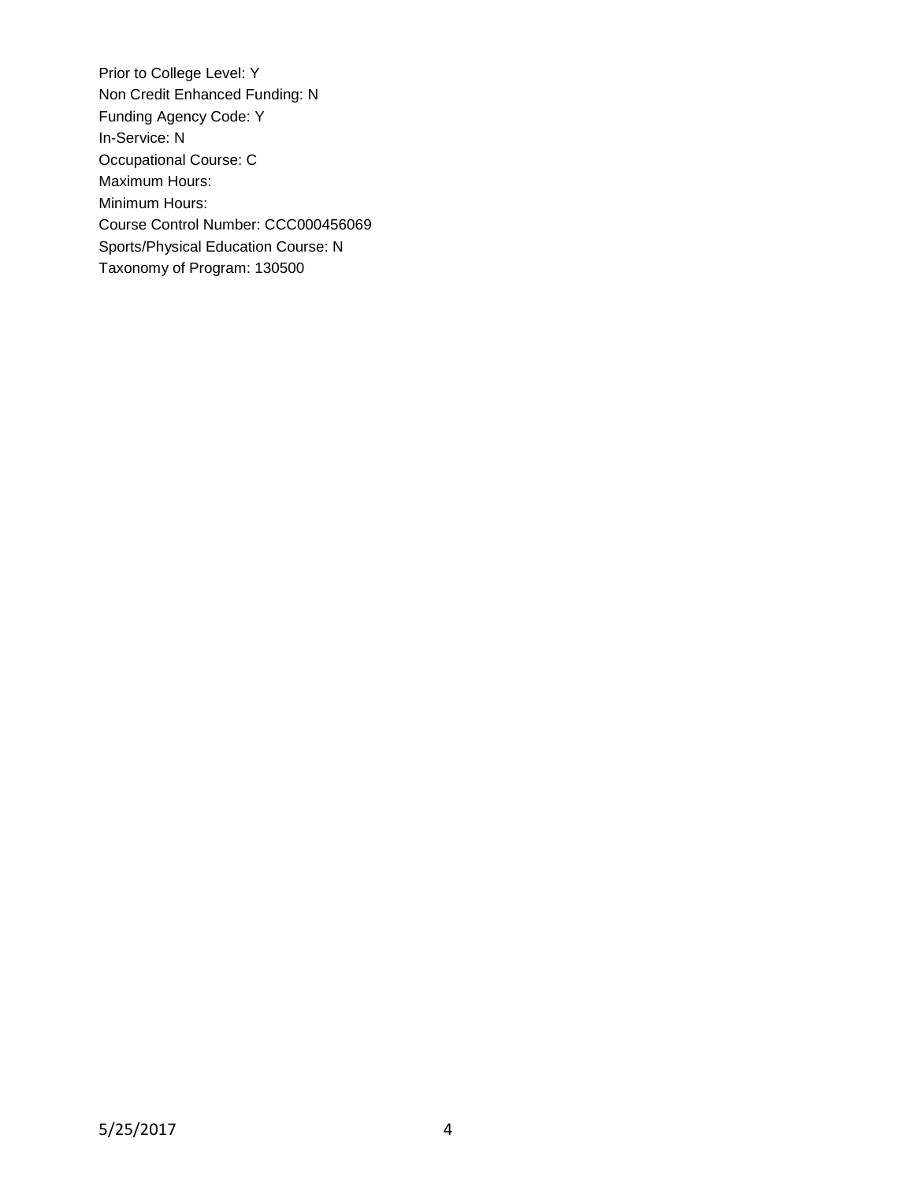Prior to College Level: Y
Non Credit Enhanced Funding: N
Funding Agency Code: Y
In-Service: N
Occupational Course: C
Maximum Hours:
Minimum Hours:
Course Control Number: CCC000456069
Sports/Physical Education Course: N
Taxonomy of Program: 130500